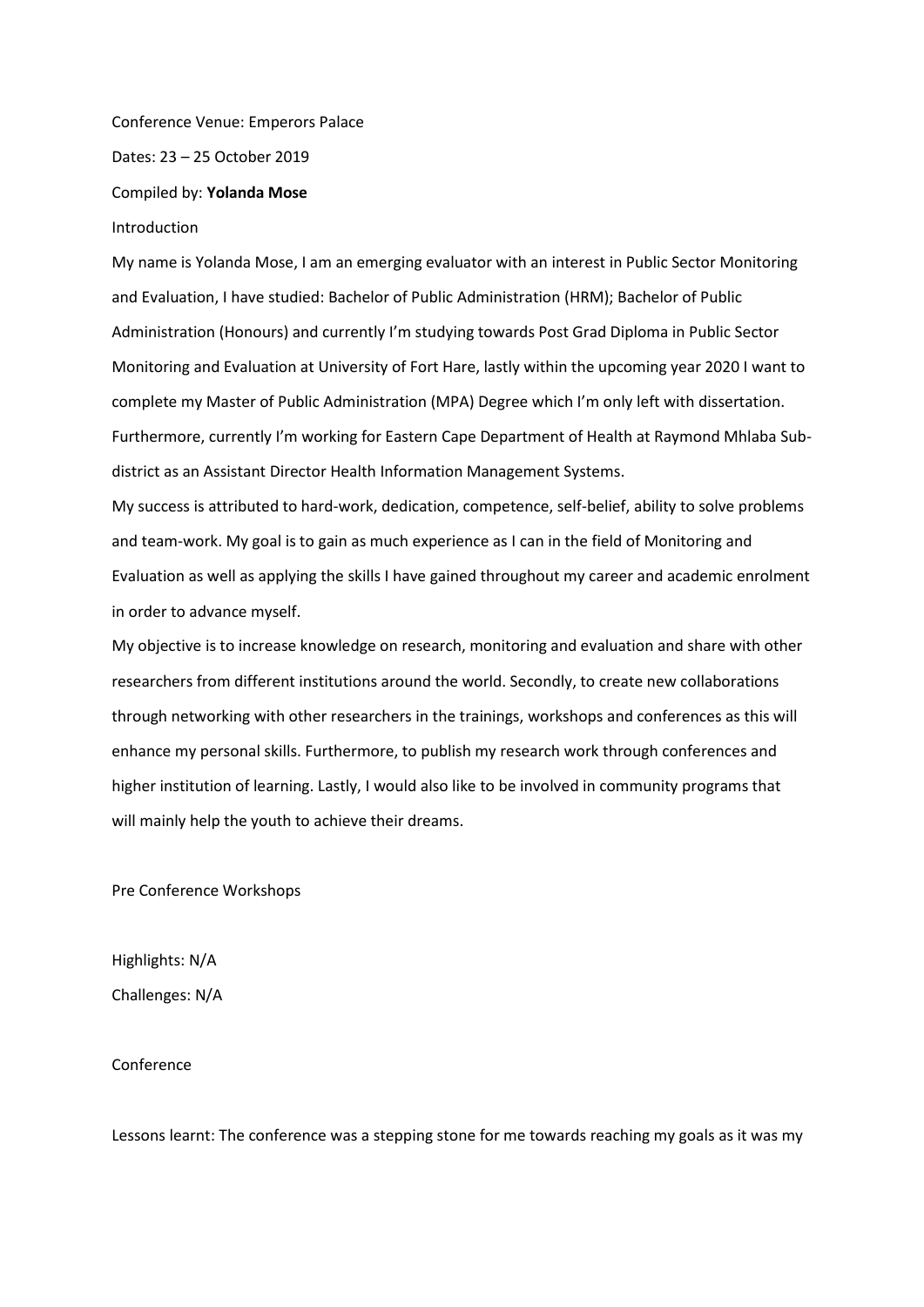Conference Venue: Emperors Palace

Dates: 23 – 25 October 2019

Compiled by: **Yolanda Mose**

## Introduction

My name is Yolanda Mose, I am an emerging evaluator with an interest in Public Sector Monitoring and Evaluation, I have studied: Bachelor of Public Administration (HRM); Bachelor of Public Administration (Honours) and currently I'm studying towards Post Grad Diploma in Public Sector Monitoring and Evaluation at University of Fort Hare, lastly within the upcoming year 2020 I want to complete my Master of Public Administration (MPA) Degree which I'm only left with dissertation. Furthermore, currently I'm working for Eastern Cape Department of Health at Raymond Mhlaba Sub-district as an Assistant Director Health Information Management Systems.

My success is attributed to hard-work, dedication, competence, self-belief, ability to solve problems and team-work. My goal is to gain as much experience as I can in the field of Monitoring and Evaluation as well as applying the skills I have gained throughout my career and academic enrolment in order to advance myself.

My objective is to increase knowledge on research, monitoring and evaluation and share with other researchers from different institutions around the world. Secondly, to create new collaborations through networking with other researchers in the trainings, workshops and conferences as this will enhance my personal skills. Furthermore, to publish my research work through conferences and higher institution of learning. Lastly, I would also like to be involved in community programs that will mainly help the youth to achieve their dreams.

## Pre Conference Workshops

Highlights: N/A

Challenges: N/A

## Conference

Lessons learnt: The conference was a stepping stone for me towards reaching my goals as it was my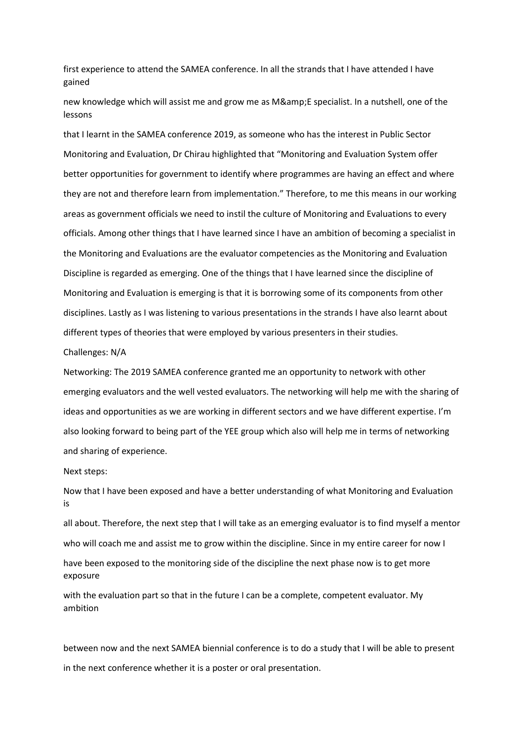first experience to attend the SAMEA conference. In all the strands that I have attended I have gained new knowledge which will assist me and grow me as M&amp;E specialist. In a nutshell, one of the lessons that I learnt in the SAMEA conference 2019, as someone who has the interest in Public Sector Monitoring and Evaluation, Dr Chirau highlighted that “Monitoring and Evaluation System offer better opportunities for government to identify where programmes are having an effect and where they are not and therefore learn from implementation.” Therefore, to me this means in our working areas as government officials we need to instil the culture of Monitoring and Evaluations to every officials. Among other things that I have learned since I have an ambition of becoming a specialist in the Monitoring and Evaluations are the evaluator competencies as the Monitoring and Evaluation Discipline is regarded as emerging. One of the things that I have learned since the discipline of Monitoring and Evaluation is emerging is that it is borrowing some of its components from other disciplines. Lastly as I was listening to various presentations in the strands I have also learnt about different types of theories that were employed by various presenters in their studies.

Challenges: N/A

Networking: The 2019 SAMEA conference granted me an opportunity to network with other emerging evaluators and the well vested evaluators. The networking will help me with the sharing of ideas and opportunities as we are working in different sectors and we have different expertise. I’m also looking forward to being part of the YEE group which also will help me in terms of networking and sharing of experience.

Next steps:

Now that I have been exposed and have a better understanding of what Monitoring and Evaluation is all about. Therefore, the next step that I will take as an emerging evaluator is to find myself a mentor who will coach me and assist me to grow within the discipline. Since in my entire career for now I have been exposed to the monitoring side of the discipline the next phase now is to get more exposure with the evaluation part so that in the future I can be a complete, competent evaluator. My ambition between now and the next SAMEA biennial conference is to do a study that I will be able to present in the next conference whether it is a poster or oral presentation.